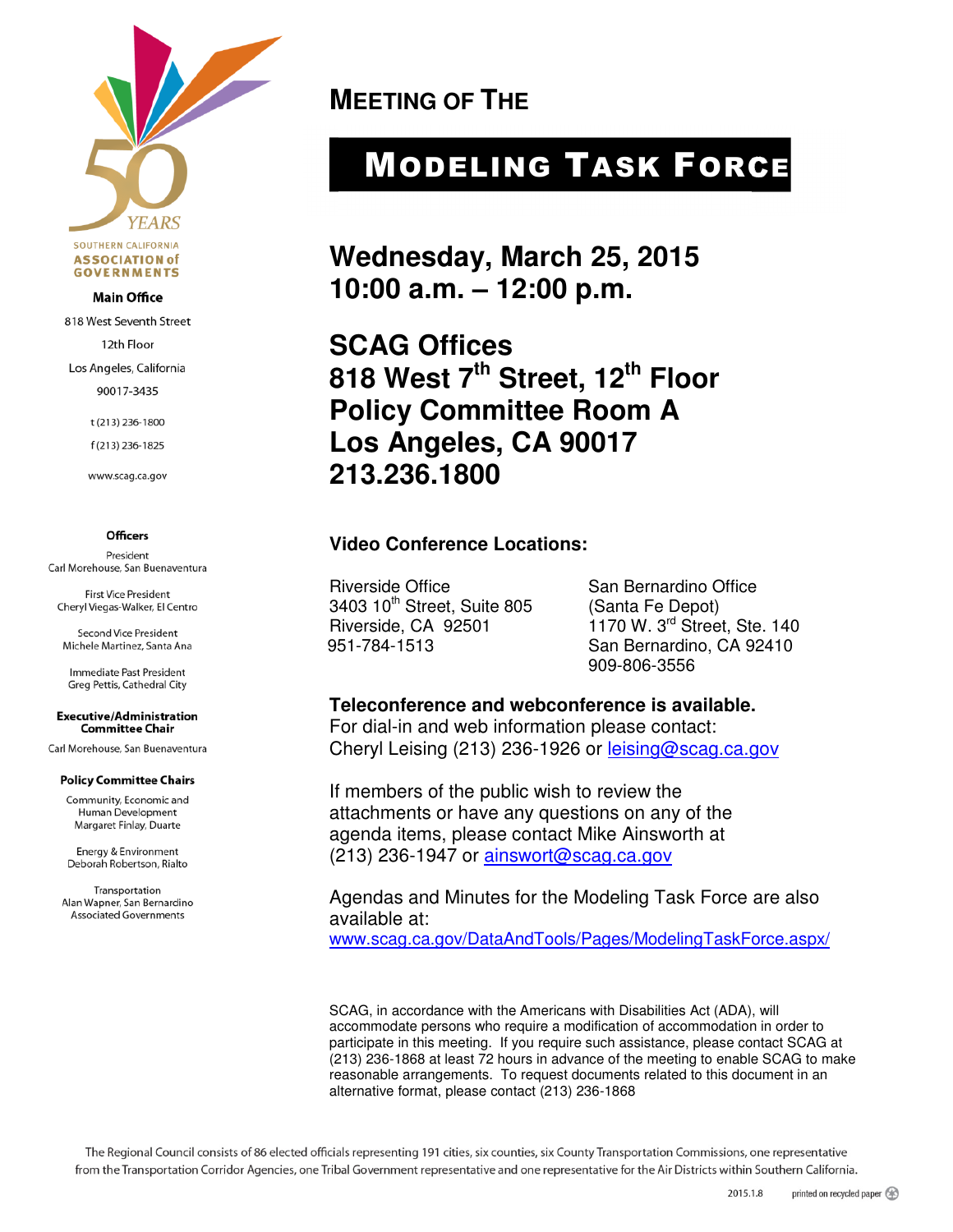SOUTHERN CALIFORNIA ASSOCIATION of GOVERNMENTS

**Main Office**

818 West Seventh Street

12th Floor

Los Angeles, California

90017-3435

t (213) 236-1800

f (213) 236-1825

www.scag.ca.gov

**Officers**

President
Carl Morehouse, San Buenaventura

First Vice President
Cheryl Viegas-Walker, El Centro

Second Vice President
Michele Martinez, Santa Ana

Immediate Past President
Greg Pettis, Cathedral City

**Executive/Administration Committee Chair**

Carl Morehouse, San Buenaventura

**Policy Committee Chairs**

Community, Economic and Human Development
Margaret Finlay, Duarte

Energy & Environment
Deborah Robertson, Rialto

Transportation
Alan Wapner, San Bernardino Associated Governments

## MEETING OF THE

# MODELING TASK FORCE

## Wednesday, March 25, 2015
## 10:00 a.m. – 12:00 p.m.

## SCAG Offices
## 818 West 7th Street, 12th Floor
## Policy Committee Room A
## Los Angeles, CA 90017
## 213.236.1800

**Video Conference Locations:**

Riverside Office
3403 10th Street, Suite 805
Riverside, CA 92501
951-784-1513

San Bernardino Office
(Santa Fe Depot)
1170 W. 3rd Street, Ste. 140
San Bernardino, CA 92410
909-806-3556

**Teleconference and webconference is available.**
For dial-in and web information please contact:
Cheryl Leising (213) 236-1926 or leising@scag.ca.gov

If members of the public wish to review the attachments or have any questions on any of the agenda items, please contact Mike Ainsworth at (213) 236-1947 or ainswort@scag.ca.gov

Agendas and Minutes for the Modeling Task Force are also available at:
www.scag.ca.gov/DataAndTools/Pages/ModelingTaskForce.aspx/

SCAG, in accordance with the Americans with Disabilities Act (ADA), will accommodate persons who require a modification of accommodation in order to participate in this meeting. If you require such assistance, please contact SCAG at (213) 236-1868 at least 72 hours in advance of the meeting to enable SCAG to make reasonable arrangements. To request documents related to this document in an alternative format, please contact (213) 236-1868

The Regional Council consists of 86 elected officials representing 191 cities, six counties, six County Transportation Commissions, one representative from the Transportation Corridor Agencies, one Tribal Government representative and one representative for the Air Districts within Southern California.

2015.1.8 printed on recycled paper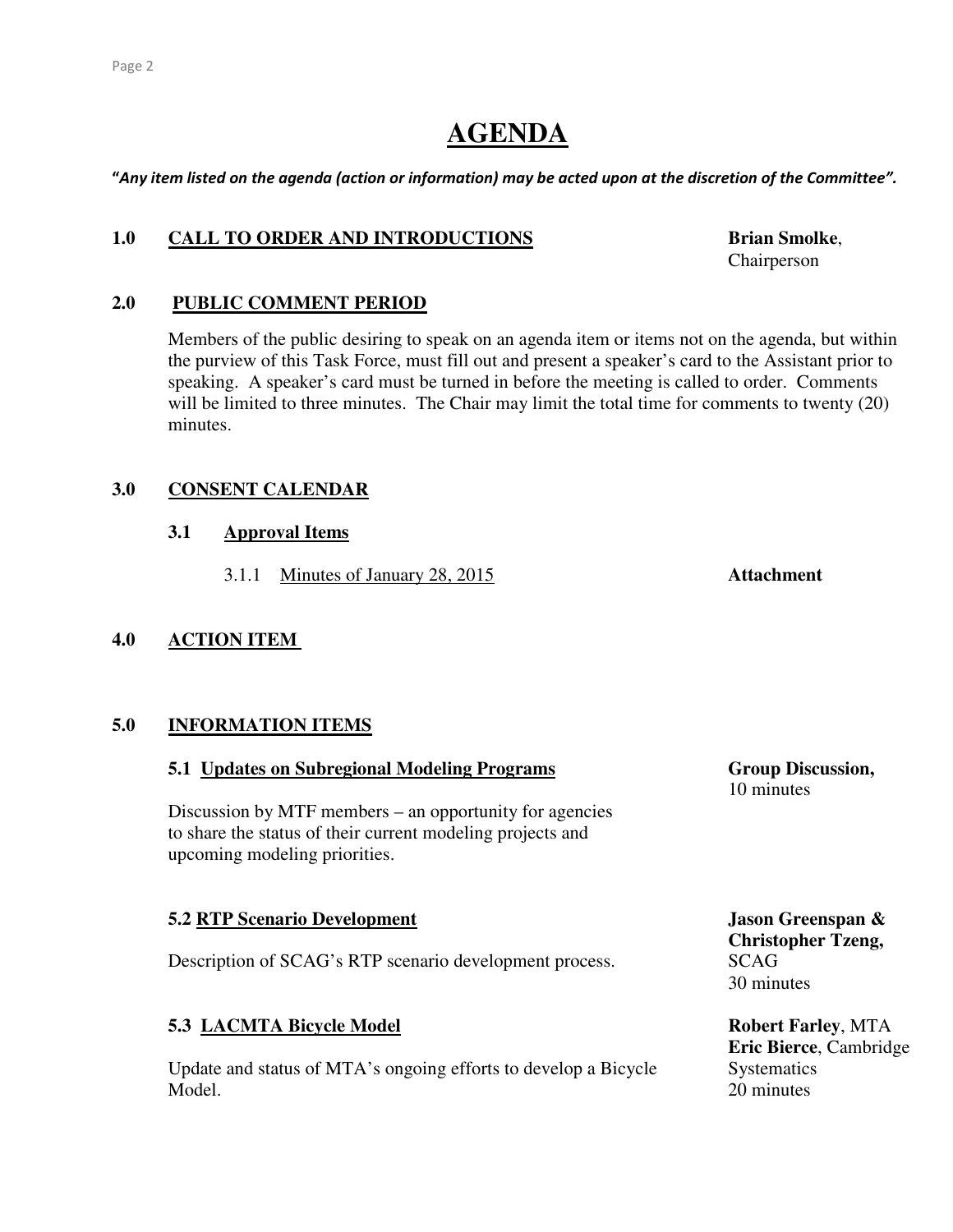# AGENDA

**"*Any item listed on the agenda (action or information) may be acted upon at the discretion of the Committee*".**

## 1.0 CALL TO ORDER AND INTRODUCTIONS

**Brian Smolke**, Chairperson

## 2.0 PUBLIC COMMENT PERIOD

Members of the public desiring to speak on an agenda item or items not on the agenda, but within the purview of this Task Force, must fill out and present a speaker's card to the Assistant prior to speaking. A speaker's card must be turned in before the meeting is called to order. Comments will be limited to three minutes. The Chair may limit the total time for comments to twenty (20) minutes.

## 3.0 CONSENT CALENDAR

### 3.1 Approval Items

3.1.1 Minutes of January 28, 2015 — **Attachment**

## 4.0 ACTION ITEM

## 5.0 INFORMATION ITEMS

### 5.1 Updates on Subregional Modeling Programs

**Group Discussion,** 10 minutes

Discussion by MTF members – an opportunity for agencies to share the status of their current modeling projects and upcoming modeling priorities.

### 5.2 RTP Scenario Development

**Jason Greenspan & Christopher Tzeng,** SCAG, 30 minutes

Description of SCAG's RTP scenario development process.

### 5.3 LACMTA Bicycle Model

**Robert Farley**, MTA; **Eric Bierce**, Cambridge Systematics, 20 minutes

Update and status of MTA's ongoing efforts to develop a Bicycle Model.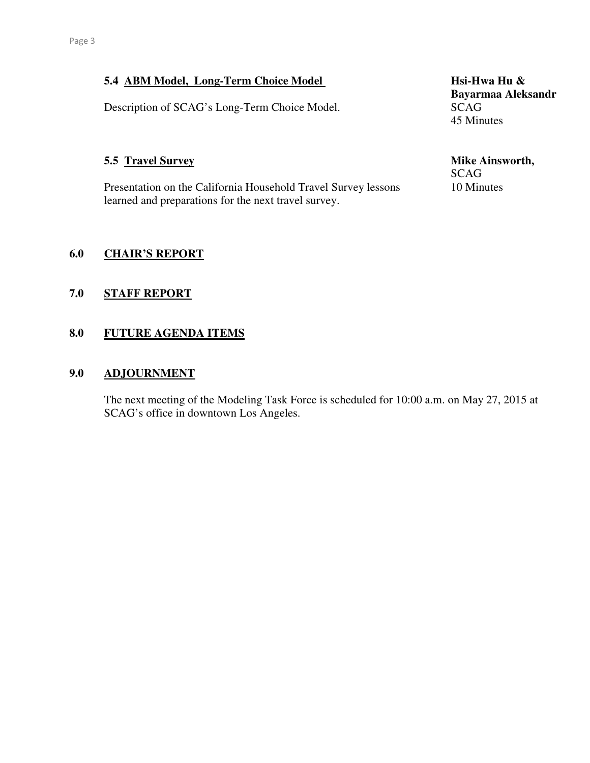**5.4 ABM Model, Long-Term Choice Model**

Description of SCAG's Long-Term Choice Model.

**Hsi-Hwa Hu & Bayarmaa Aleksandr**
SCAG
45 Minutes

**5.5 Travel Survey**

Presentation on the California Household Travel Survey lessons learned and preparations for the next travel survey.

**Mike Ainsworth,**
SCAG
10 Minutes

## 6.0 CHAIR'S REPORT

## 7.0 STAFF REPORT

## 8.0 FUTURE AGENDA ITEMS

## 9.0 ADJOURNMENT

The next meeting of the Modeling Task Force is scheduled for 10:00 a.m. on May 27, 2015 at SCAG's office in downtown Los Angeles.